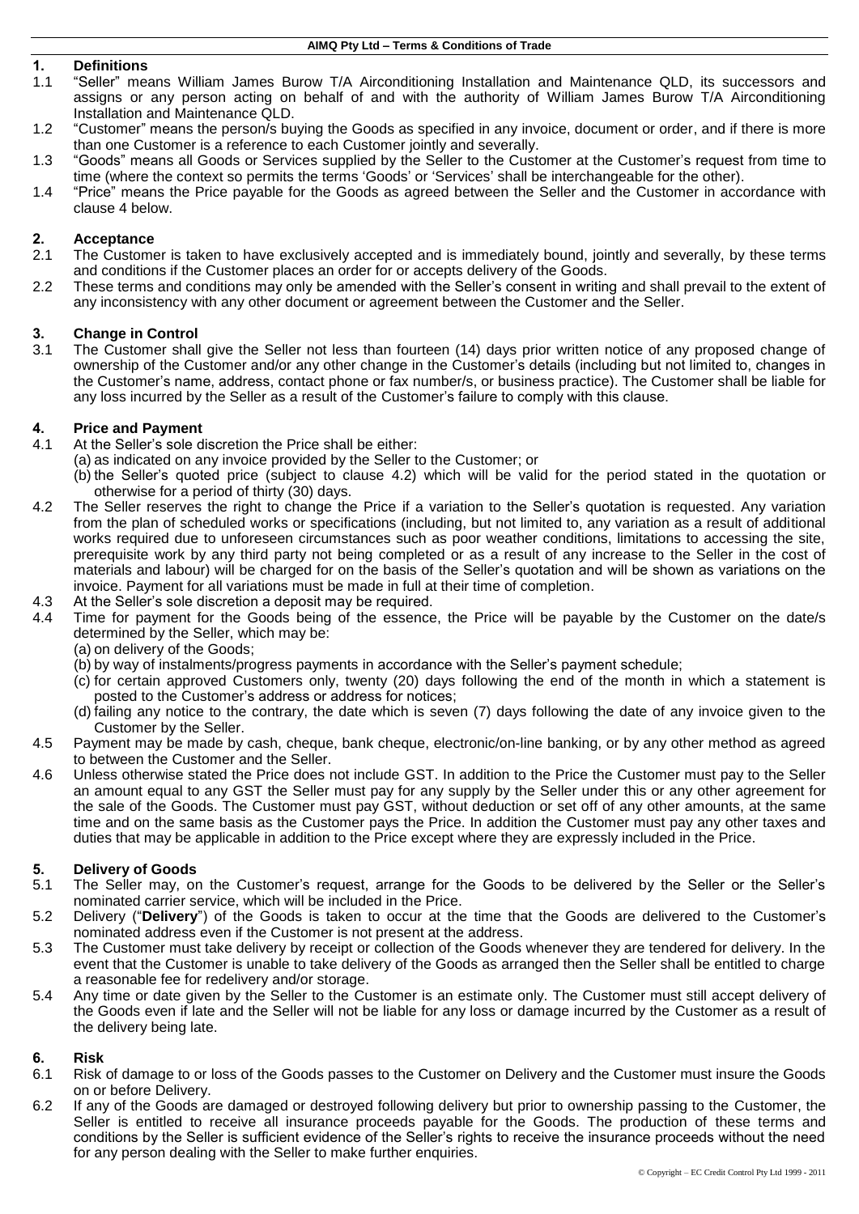# AIMQ Pty Ltd – Terms & Conditions of Trade

## 1. Definitions

1.1 "Seller" means William James Burow T/A Airconditioning Installation and Maintenance QLD, its successors and assigns or any person acting on behalf of and with the authority of William James Burow T/A Airconditioning Installation and Maintenance QLD.

1.2 "Customer" means the person/s buying the Goods as specified in any invoice, document or order, and if there is more than one Customer is a reference to each Customer jointly and severally.

1.3 "Goods" means all Goods or Services supplied by the Seller to the Customer at the Customer's request from time to time (where the context so permits the terms 'Goods' or 'Services' shall be interchangeable for the other).

1.4 "Price" means the Price payable for the Goods as agreed between the Seller and the Customer in accordance with clause 4 below.

## 2. Acceptance

2.1 The Customer is taken to have exclusively accepted and is immediately bound, jointly and severally, by these terms and conditions if the Customer places an order for or accepts delivery of the Goods.

2.2 These terms and conditions may only be amended with the Seller's consent in writing and shall prevail to the extent of any inconsistency with any other document or agreement between the Customer and the Seller.

## 3. Change in Control

3.1 The Customer shall give the Seller not less than fourteen (14) days prior written notice of any proposed change of ownership of the Customer and/or any other change in the Customer's details (including but not limited to, changes in the Customer's name, address, contact phone or fax number/s, or business practice). The Customer shall be liable for any loss incurred by the Seller as a result of the Customer's failure to comply with this clause.

## 4. Price and Payment

4.1 At the Seller's sole discretion the Price shall be either:

(a) as indicated on any invoice provided by the Seller to the Customer; or

(b) the Seller's quoted price (subject to clause 4.2) which will be valid for the period stated in the quotation or otherwise for a period of thirty (30) days.

4.2 The Seller reserves the right to change the Price if a variation to the Seller's quotation is requested. Any variation from the plan of scheduled works or specifications (including, but not limited to, any variation as a result of additional works required due to unforeseen circumstances such as poor weather conditions, limitations to accessing the site, prerequisite work by any third party not being completed or as a result of any increase to the Seller in the cost of materials and labour) will be charged for on the basis of the Seller's quotation and will be shown as variations on the invoice. Payment for all variations must be made in full at their time of completion.

4.3 At the Seller's sole discretion a deposit may be required.

4.4 Time for payment for the Goods being of the essence, the Price will be payable by the Customer on the date/s determined by the Seller, which may be:

(a) on delivery of the Goods;

(b) by way of instalments/progress payments in accordance with the Seller's payment schedule;

(c) for certain approved Customers only, twenty (20) days following the end of the month in which a statement is posted to the Customer's address or address for notices;

(d) failing any notice to the contrary, the date which is seven (7) days following the date of any invoice given to the Customer by the Seller.

4.5 Payment may be made by cash, cheque, bank cheque, electronic/on-line banking, or by any other method as agreed to between the Customer and the Seller.

4.6 Unless otherwise stated the Price does not include GST. In addition to the Price the Customer must pay to the Seller an amount equal to any GST the Seller must pay for any supply by the Seller under this or any other agreement for the sale of the Goods. The Customer must pay GST, without deduction or set off of any other amounts, at the same time and on the same basis as the Customer pays the Price. In addition the Customer must pay any other taxes and duties that may be applicable in addition to the Price except where they are expressly included in the Price.

## 5. Delivery of Goods

5.1 The Seller may, on the Customer's request, arrange for the Goods to be delivered by the Seller or the Seller's nominated carrier service, which will be included in the Price.

5.2 Delivery ("**Delivery**") of the Goods is taken to occur at the time that the Goods are delivered to the Customer's nominated address even if the Customer is not present at the address.

5.3 The Customer must take delivery by receipt or collection of the Goods whenever they are tendered for delivery. In the event that the Customer is unable to take delivery of the Goods as arranged then the Seller shall be entitled to charge a reasonable fee for redelivery and/or storage.

5.4 Any time or date given by the Seller to the Customer is an estimate only. The Customer must still accept delivery of the Goods even if late and the Seller will not be liable for any loss or damage incurred by the Customer as a result of the delivery being late.

## 6. Risk

6.1 Risk of damage to or loss of the Goods passes to the Customer on Delivery and the Customer must insure the Goods on or before Delivery.

6.2 If any of the Goods are damaged or destroyed following delivery but prior to ownership passing to the Customer, the Seller is entitled to receive all insurance proceeds payable for the Goods. The production of these terms and conditions by the Seller is sufficient evidence of the Seller's rights to receive the insurance proceeds without the need for any person dealing with the Seller to make further enquiries.

© Copyright – EC Credit Control Pty Ltd 1999 - 2011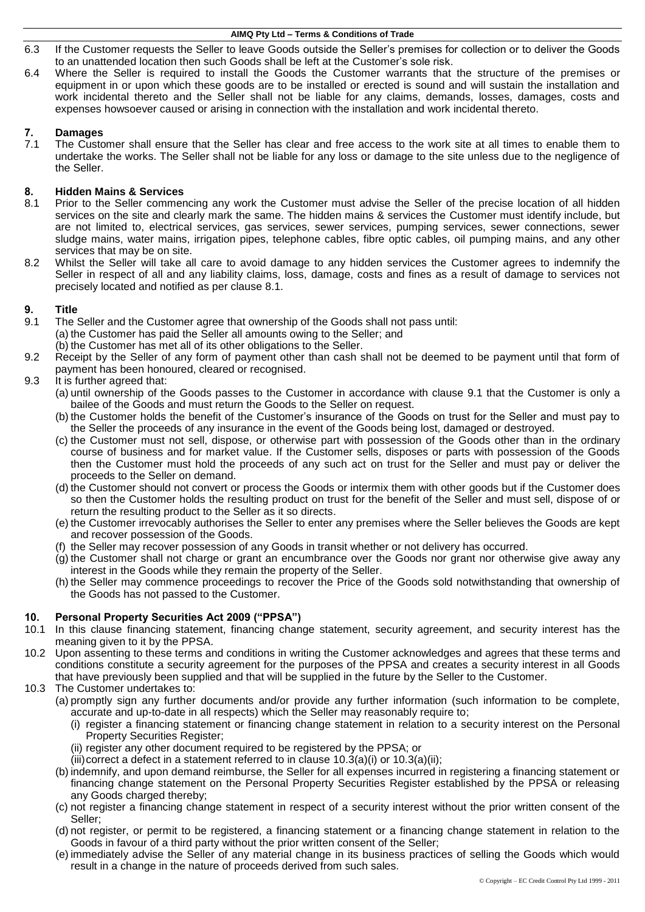6.3 If the Customer requests the Seller to leave Goods outside the Seller's premises for collection or to deliver the Goods to an unattended location then such Goods shall be left at the Customer's sole risk.

6.4 Where the Seller is required to install the Goods the Customer warrants that the structure of the premises or equipment in or upon which these goods are to be installed or erected is sound and will sustain the installation and work incidental thereto and the Seller shall not be liable for any claims, demands, losses, damages, costs and expenses howsoever caused or arising in connection with the installation and work incidental thereto.

## 7. Damages

7.1 The Customer shall ensure that the Seller has clear and free access to the work site at all times to enable them to undertake the works. The Seller shall not be liable for any loss or damage to the site unless due to the negligence of the Seller.

## 8. Hidden Mains & Services

8.1 Prior to the Seller commencing any work the Customer must advise the Seller of the precise location of all hidden services on the site and clearly mark the same. The hidden mains & services the Customer must identify include, but are not limited to, electrical services, gas services, sewer services, pumping services, sewer connections, sewer sludge mains, water mains, irrigation pipes, telephone cables, fibre optic cables, oil pumping mains, and any other services that may be on site.

8.2 Whilst the Seller will take all care to avoid damage to any hidden services the Customer agrees to indemnify the Seller in respect of all and any liability claims, loss, damage, costs and fines as a result of damage to services not precisely located and notified as per clause 8.1.

## 9. Title

9.1 The Seller and the Customer agree that ownership of the Goods shall not pass until:
   (a) the Customer has paid the Seller all amounts owing to the Seller; and
   (b) the Customer has met all of its other obligations to the Seller.

9.2 Receipt by the Seller of any form of payment other than cash shall not be deemed to be payment until that form of payment has been honoured, cleared or recognised.

9.3 It is further agreed that:
   (a) until ownership of the Goods passes to the Customer in accordance with clause 9.1 that the Customer is only a bailee of the Goods and must return the Goods to the Seller on request.
   (b) the Customer holds the benefit of the Customer's insurance of the Goods on trust for the Seller and must pay to the Seller the proceeds of any insurance in the event of the Goods being lost, damaged or destroyed.
   (c) the Customer must not sell, dispose, or otherwise part with possession of the Goods other than in the ordinary course of business and for market value. If the Customer sells, disposes or parts with possession of the Goods then the Customer must hold the proceeds of any such act on trust for the Seller and must pay or deliver the proceeds to the Seller on demand.
   (d) the Customer should not convert or process the Goods or intermix them with other goods but if the Customer does so then the Customer holds the resulting product on trust for the benefit of the Seller and must sell, dispose of or return the resulting product to the Seller as it so directs.
   (e) the Customer irrevocably authorises the Seller to enter any premises where the Seller believes the Goods are kept and recover possession of the Goods.
   (f) the Seller may recover possession of any Goods in transit whether or not delivery has occurred.
   (g) the Customer shall not charge or grant an encumbrance over the Goods nor grant nor otherwise give away any interest in the Goods while they remain the property of the Seller.
   (h) the Seller may commence proceedings to recover the Price of the Goods sold notwithstanding that ownership of the Goods has not passed to the Customer.

## 10. Personal Property Securities Act 2009 ("PPSA")

10.1 In this clause financing statement, financing change statement, security agreement, and security interest has the meaning given to it by the PPSA.

10.2 Upon assenting to these terms and conditions in writing the Customer acknowledges and agrees that these terms and conditions constitute a security agreement for the purposes of the PPSA and creates a security interest in all Goods that have previously been supplied and that will be supplied in the future by the Seller to the Customer.

10.3 The Customer undertakes to:
   (a) promptly sign any further documents and/or provide any further information (such information to be complete, accurate and up-to-date in all respects) which the Seller may reasonably require to;
      (i) register a financing statement or financing change statement in relation to a security interest on the Personal Property Securities Register;
      (ii) register any other document required to be registered by the PPSA; or
      (iii) correct a defect in a statement referred to in clause 10.3(a)(i) or 10.3(a)(ii);
   (b) indemnify, and upon demand reimburse, the Seller for all expenses incurred in registering a financing statement or financing change statement on the Personal Property Securities Register established by the PPSA or releasing any Goods charged thereby;
   (c) not register a financing change statement in respect of a security interest without the prior written consent of the Seller;
   (d) not register, or permit to be registered, a financing statement or a financing change statement in relation to the Goods in favour of a third party without the prior written consent of the Seller;
   (e) immediately advise the Seller of any material change in its business practices of selling the Goods which would result in a change in the nature of proceeds derived from such sales.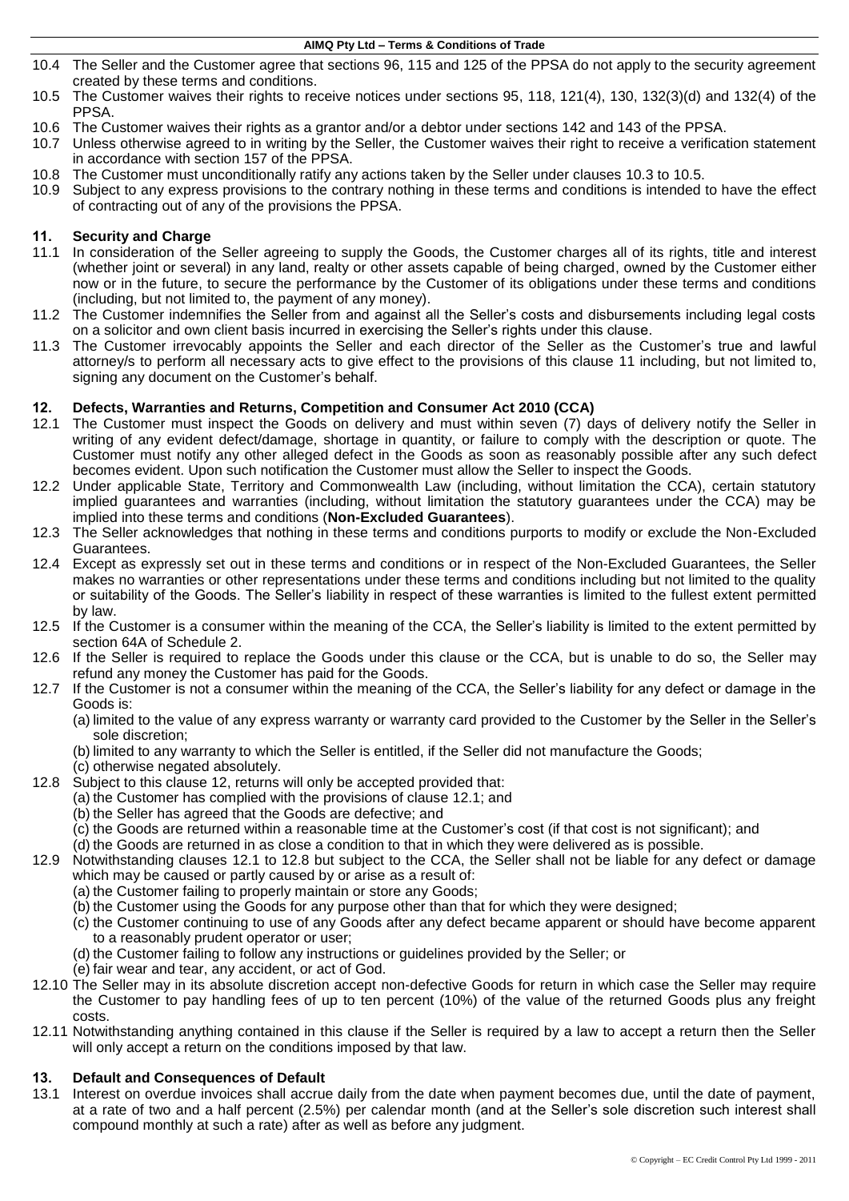10.4 The Seller and the Customer agree that sections 96, 115 and 125 of the PPSA do not apply to the security agreement created by these terms and conditions.

10.5 The Customer waives their rights to receive notices under sections 95, 118, 121(4), 130, 132(3)(d) and 132(4) of the PPSA.

10.6 The Customer waives their rights as a grantor and/or a debtor under sections 142 and 143 of the PPSA.

10.7 Unless otherwise agreed to in writing by the Seller, the Customer waives their right to receive a verification statement in accordance with section 157 of the PPSA.

10.8 The Customer must unconditionally ratify any actions taken by the Seller under clauses 10.3 to 10.5.

10.9 Subject to any express provisions to the contrary nothing in these terms and conditions is intended to have the effect of contracting out of any of the provisions the PPSA.

## 11. Security and Charge

11.1 In consideration of the Seller agreeing to supply the Goods, the Customer charges all of its rights, title and interest (whether joint or several) in any land, realty or other assets capable of being charged, owned by the Customer either now or in the future, to secure the performance by the Customer of its obligations under these terms and conditions (including, but not limited to, the payment of any money).

11.2 The Customer indemnifies the Seller from and against all the Seller's costs and disbursements including legal costs on a solicitor and own client basis incurred in exercising the Seller's rights under this clause.

11.3 The Customer irrevocably appoints the Seller and each director of the Seller as the Customer's true and lawful attorney/s to perform all necessary acts to give effect to the provisions of this clause 11 including, but not limited to, signing any document on the Customer's behalf.

## 12. Defects, Warranties and Returns, Competition and Consumer Act 2010 (CCA)

12.1 The Customer must inspect the Goods on delivery and must within seven (7) days of delivery notify the Seller in writing of any evident defect/damage, shortage in quantity, or failure to comply with the description or quote. The Customer must notify any other alleged defect in the Goods as soon as reasonably possible after any such defect becomes evident. Upon such notification the Customer must allow the Seller to inspect the Goods.

12.2 Under applicable State, Territory and Commonwealth Law (including, without limitation the CCA), certain statutory implied guarantees and warranties (including, without limitation the statutory guarantees under the CCA) may be implied into these terms and conditions (**Non-Excluded Guarantees**).

12.3 The Seller acknowledges that nothing in these terms and conditions purports to modify or exclude the Non-Excluded Guarantees.

12.4 Except as expressly set out in these terms and conditions or in respect of the Non-Excluded Guarantees, the Seller makes no warranties or other representations under these terms and conditions including but not limited to the quality or suitability of the Goods. The Seller's liability in respect of these warranties is limited to the fullest extent permitted by law.

12.5 If the Customer is a consumer within the meaning of the CCA, the Seller's liability is limited to the extent permitted by section 64A of Schedule 2.

12.6 If the Seller is required to replace the Goods under this clause or the CCA, but is unable to do so, the Seller may refund any money the Customer has paid for the Goods.

12.7 If the Customer is not a consumer within the meaning of the CCA, the Seller's liability for any defect or damage in the Goods is:

(a) limited to the value of any express warranty or warranty card provided to the Customer by the Seller in the Seller's sole discretion;

(b) limited to any warranty to which the Seller is entitled, if the Seller did not manufacture the Goods;

(c) otherwise negated absolutely.

12.8 Subject to this clause 12, returns will only be accepted provided that:

(a) the Customer has complied with the provisions of clause 12.1; and

(b) the Seller has agreed that the Goods are defective; and

(c) the Goods are returned within a reasonable time at the Customer's cost (if that cost is not significant); and

(d) the Goods are returned in as close a condition to that in which they were delivered as is possible.

12.9 Notwithstanding clauses 12.1 to 12.8 but subject to the CCA, the Seller shall not be liable for any defect or damage which may be caused or partly caused by or arise as a result of:

(a) the Customer failing to properly maintain or store any Goods;

(b) the Customer using the Goods for any purpose other than that for which they were designed;

(c) the Customer continuing to use of any Goods after any defect became apparent or should have become apparent to a reasonably prudent operator or user;

(d) the Customer failing to follow any instructions or guidelines provided by the Seller; or

(e) fair wear and tear, any accident, or act of God.

12.10 The Seller may in its absolute discretion accept non-defective Goods for return in which case the Seller may require the Customer to pay handling fees of up to ten percent (10%) of the value of the returned Goods plus any freight costs.

12.11 Notwithstanding anything contained in this clause if the Seller is required by a law to accept a return then the Seller will only accept a return on the conditions imposed by that law.

## 13. Default and Consequences of Default

13.1 Interest on overdue invoices shall accrue daily from the date when payment becomes due, until the date of payment, at a rate of two and a half percent (2.5%) per calendar month (and at the Seller's sole discretion such interest shall compound monthly at such a rate) after as well as before any judgment.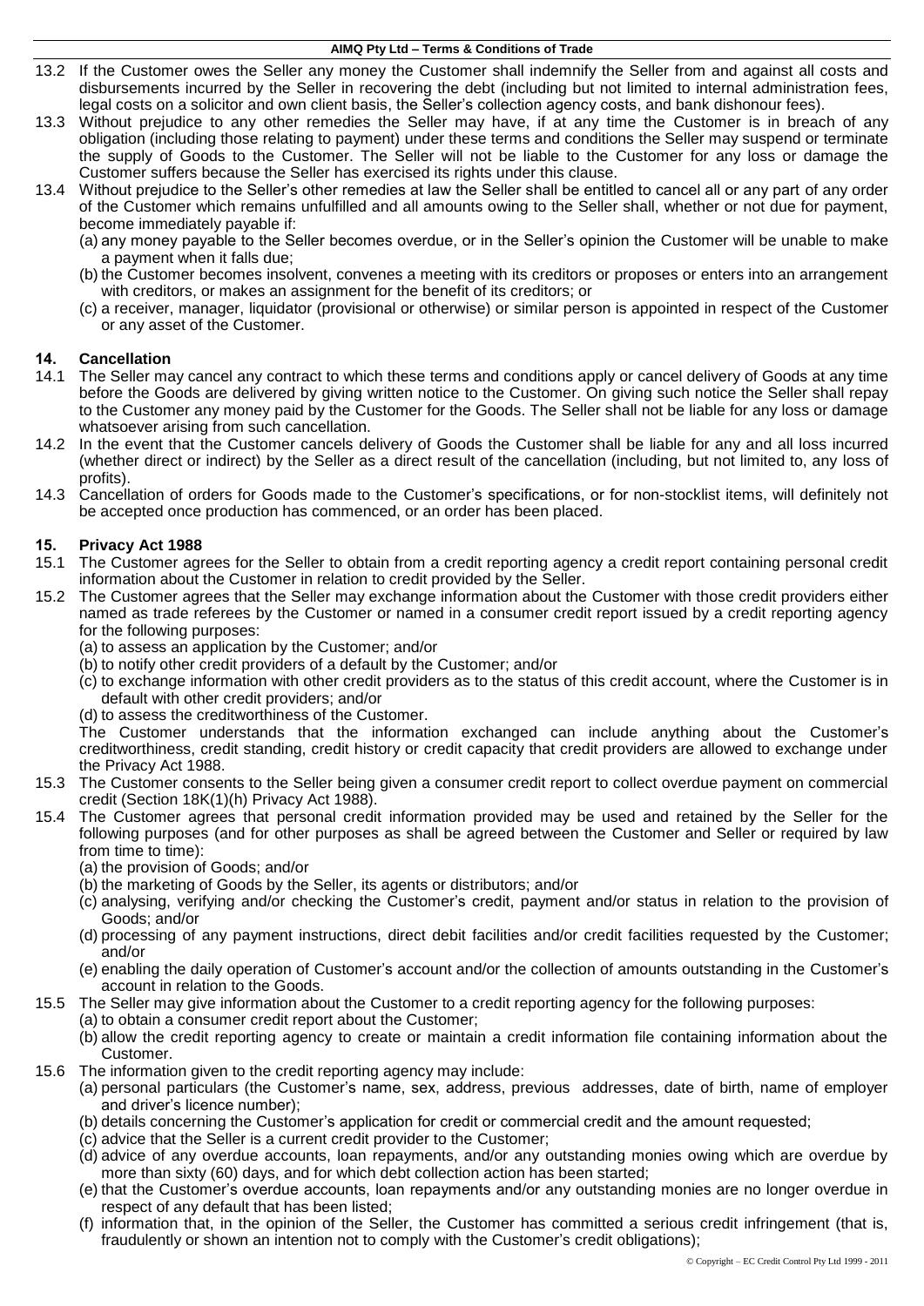13.2 If the Customer owes the Seller any money the Customer shall indemnify the Seller from and against all costs and disbursements incurred by the Seller in recovering the debt (including but not limited to internal administration fees, legal costs on a solicitor and own client basis, the Seller's collection agency costs, and bank dishonour fees).

13.3 Without prejudice to any other remedies the Seller may have, if at any time the Customer is in breach of any obligation (including those relating to payment) under these terms and conditions the Seller may suspend or terminate the supply of Goods to the Customer. The Seller will not be liable to the Customer for any loss or damage the Customer suffers because the Seller has exercised its rights under this clause.

13.4 Without prejudice to the Seller's other remedies at law the Seller shall be entitled to cancel all or any part of any order of the Customer which remains unfulfilled and all amounts owing to the Seller shall, whether or not due for payment, become immediately payable if:

(a) any money payable to the Seller becomes overdue, or in the Seller's opinion the Customer will be unable to make a payment when it falls due;

(b) the Customer becomes insolvent, convenes a meeting with its creditors or proposes or enters into an arrangement with creditors, or makes an assignment for the benefit of its creditors; or

(c) a receiver, manager, liquidator (provisional or otherwise) or similar person is appointed in respect of the Customer or any asset of the Customer.

## 14. Cancellation

14.1 The Seller may cancel any contract to which these terms and conditions apply or cancel delivery of Goods at any time before the Goods are delivered by giving written notice to the Customer. On giving such notice the Seller shall repay to the Customer any money paid by the Customer for the Goods. The Seller shall not be liable for any loss or damage whatsoever arising from such cancellation.

14.2 In the event that the Customer cancels delivery of Goods the Customer shall be liable for any and all loss incurred (whether direct or indirect) by the Seller as a direct result of the cancellation (including, but not limited to, any loss of profits).

14.3 Cancellation of orders for Goods made to the Customer's specifications, or for non-stocklist items, will definitely not be accepted once production has commenced, or an order has been placed.

## 15. Privacy Act 1988

15.1 The Customer agrees for the Seller to obtain from a credit reporting agency a credit report containing personal credit information about the Customer in relation to credit provided by the Seller.

15.2 The Customer agrees that the Seller may exchange information about the Customer with those credit providers either named as trade referees by the Customer or named in a consumer credit report issued by a credit reporting agency for the following purposes:

(a) to assess an application by the Customer; and/or

(b) to notify other credit providers of a default by the Customer; and/or

(c) to exchange information with other credit providers as to the status of this credit account, where the Customer is in default with other credit providers; and/or

(d) to assess the creditworthiness of the Customer.

The Customer understands that the information exchanged can include anything about the Customer's creditworthiness, credit standing, credit history or credit capacity that credit providers are allowed to exchange under the Privacy Act 1988.

15.3 The Customer consents to the Seller being given a consumer credit report to collect overdue payment on commercial credit (Section 18K(1)(h) Privacy Act 1988).

15.4 The Customer agrees that personal credit information provided may be used and retained by the Seller for the following purposes (and for other purposes as shall be agreed between the Customer and Seller or required by law from time to time):

(a) the provision of Goods; and/or

(b) the marketing of Goods by the Seller, its agents or distributors; and/or

(c) analysing, verifying and/or checking the Customer's credit, payment and/or status in relation to the provision of Goods; and/or

(d) processing of any payment instructions, direct debit facilities and/or credit facilities requested by the Customer; and/or

(e) enabling the daily operation of Customer's account and/or the collection of amounts outstanding in the Customer's account in relation to the Goods.

15.5 The Seller may give information about the Customer to a credit reporting agency for the following purposes:

(a) to obtain a consumer credit report about the Customer;

(b) allow the credit reporting agency to create or maintain a credit information file containing information about the Customer.

15.6 The information given to the credit reporting agency may include:

(a) personal particulars (the Customer's name, sex, address, previous addresses, date of birth, name of employer and driver's licence number);

(b) details concerning the Customer's application for credit or commercial credit and the amount requested;

(c) advice that the Seller is a current credit provider to the Customer;

(d) advice of any overdue accounts, loan repayments, and/or any outstanding monies owing which are overdue by more than sixty (60) days, and for which debt collection action has been started;

(e) that the Customer's overdue accounts, loan repayments and/or any outstanding monies are no longer overdue in respect of any default that has been listed;

(f) information that, in the opinion of the Seller, the Customer has committed a serious credit infringement (that is, fraudulently or shown an intention not to comply with the Customer's credit obligations);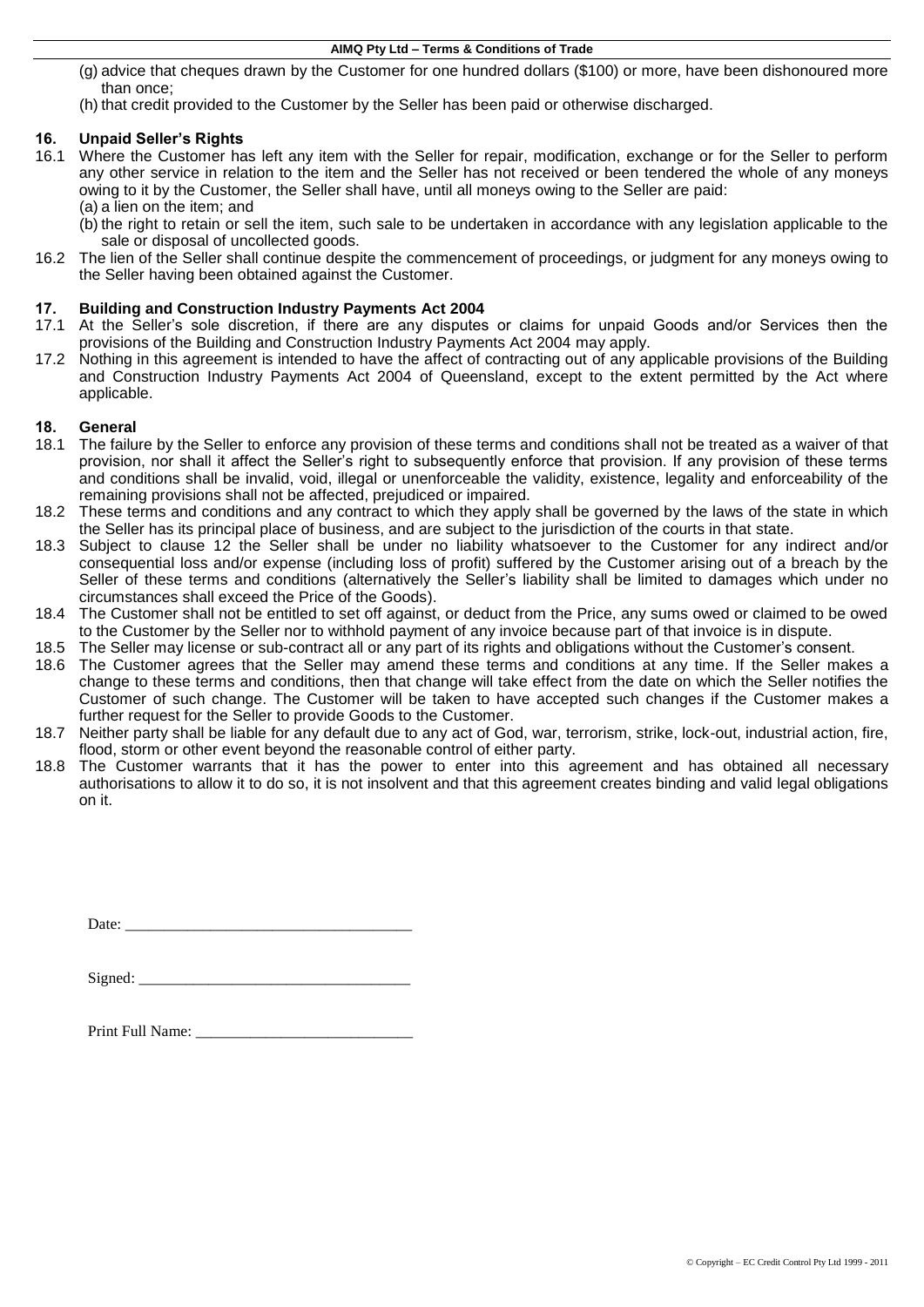(g) advice that cheques drawn by the Customer for one hundred dollars ($100) or more, have been dishonoured more than once;

(h) that credit provided to the Customer by the Seller has been paid or otherwise discharged.

## 16. Unpaid Seller's Rights

16.1 Where the Customer has left any item with the Seller for repair, modification, exchange or for the Seller to perform any other service in relation to the item and the Seller has not received or been tendered the whole of any moneys owing to it by the Customer, the Seller shall have, until all moneys owing to the Seller are paid:

(a) a lien on the item; and

(b) the right to retain or sell the item, such sale to be undertaken in accordance with any legislation applicable to the sale or disposal of uncollected goods.

16.2 The lien of the Seller shall continue despite the commencement of proceedings, or judgment for any moneys owing to the Seller having been obtained against the Customer.

## 17. Building and Construction Industry Payments Act 2004

17.1 At the Seller's sole discretion, if there are any disputes or claims for unpaid Goods and/or Services then the provisions of the Building and Construction Industry Payments Act 2004 may apply.

17.2 Nothing in this agreement is intended to have the affect of contracting out of any applicable provisions of the Building and Construction Industry Payments Act 2004 of Queensland, except to the extent permitted by the Act where applicable.

## 18. General

18.1 The failure by the Seller to enforce any provision of these terms and conditions shall not be treated as a waiver of that provision, nor shall it affect the Seller's right to subsequently enforce that provision. If any provision of these terms and conditions shall be invalid, void, illegal or unenforceable the validity, existence, legality and enforceability of the remaining provisions shall not be affected, prejudiced or impaired.

18.2 These terms and conditions and any contract to which they apply shall be governed by the laws of the state in which the Seller has its principal place of business, and are subject to the jurisdiction of the courts in that state.

18.3 Subject to clause 12 the Seller shall be under no liability whatsoever to the Customer for any indirect and/or consequential loss and/or expense (including loss of profit) suffered by the Customer arising out of a breach by the Seller of these terms and conditions (alternatively the Seller's liability shall be limited to damages which under no circumstances shall exceed the Price of the Goods).

18.4 The Customer shall not be entitled to set off against, or deduct from the Price, any sums owed or claimed to be owed to the Customer by the Seller nor to withhold payment of any invoice because part of that invoice is in dispute.

18.5 The Seller may license or sub-contract all or any part of its rights and obligations without the Customer's consent.

18.6 The Customer agrees that the Seller may amend these terms and conditions at any time. If the Seller makes a change to these terms and conditions, then that change will take effect from the date on which the Seller notifies the Customer of such change. The Customer will be taken to have accepted such changes if the Customer makes a further request for the Seller to provide Goods to the Customer.

18.7 Neither party shall be liable for any default due to any act of God, war, terrorism, strike, lock-out, industrial action, fire, flood, storm or other event beyond the reasonable control of either party.

18.8 The Customer warrants that it has the power to enter into this agreement and has obtained all necessary authorisations to allow it to do so, it is not insolvent and that this agreement creates binding and valid legal obligations on it.

Date: ____________________________________

Signed: __________________________________

Print Full Name: ___________________________

© Copyright – EC Credit Control Pty Ltd 1999 - 2011